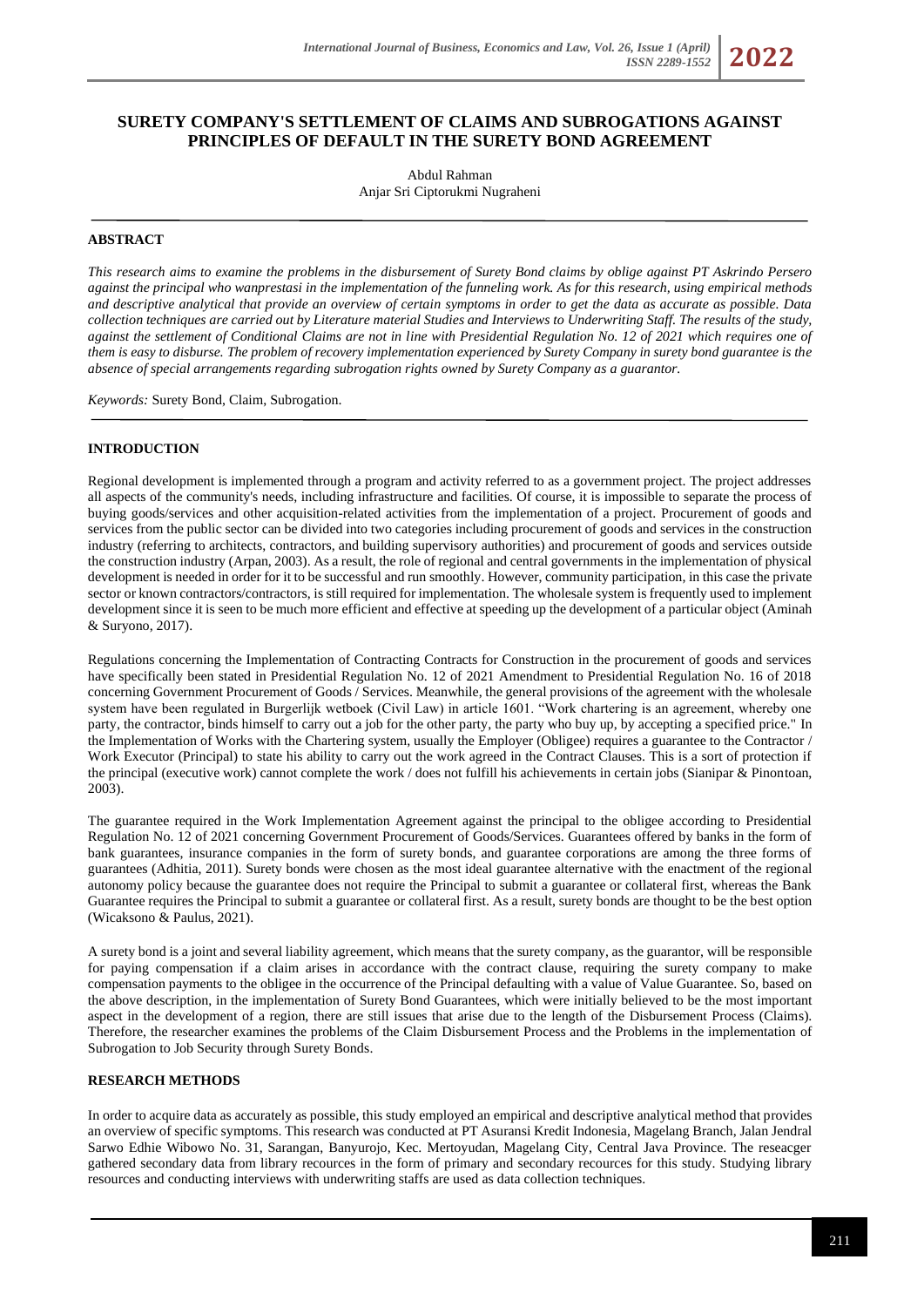# SURETY COMPANY'S SETTLEMENT OF CLAIMS AND SUBROGATIONS AGAINST PRINCIPLES OF DEFAULT IN THE SURETY BOND AGREEMENT

Abdul Rahman
Anjar Sri Ciptorukmi Nugraheni

## ABSTRACT

*This research aims to examine the problems in the disbursement of Surety Bond claims by oblige against PT Askrindo Persero against the principal who wanprestasi in the implementation of the funneling work. As for this research, using empirical methods and descriptive analytical that provide an overview of certain symptoms in order to get the data as accurate as possible. Data collection techniques are carried out by Literature material Studies and Interviews to Underwriting Staff. The results of the study, against the settlement of Conditional Claims are not in line with Presidential Regulation No. 12 of 2021 which requires one of them is easy to disburse. The problem of recovery implementation experienced by Surety Company in surety bond guarantee is the absence of special arrangements regarding subrogation rights owned by Surety Company as a guarantor.*

*Keywords:* Surety Bond, Claim, Subrogation.

## INTRODUCTION

Regional development is implemented through a program and activity referred to as a government project. The project addresses all aspects of the community's needs, including infrastructure and facilities. Of course, it is impossible to separate the process of buying goods/services and other acquisition-related activities from the implementation of a project. Procurement of goods and services from the public sector can be divided into two categories including procurement of goods and services in the construction industry (referring to architects, contractors, and building supervisory authorities) and procurement of goods and services outside the construction industry (Arpan, 2003). As a result, the role of regional and central governments in the implementation of physical development is needed in order for it to be successful and run smoothly. However, community participation, in this case the private sector or known contractors/contractors, is still required for implementation. The wholesale system is frequently used to implement development since it is seen to be much more efficient and effective at speeding up the development of a particular object (Aminah & Suryono, 2017).

Regulations concerning the Implementation of Contracting Contracts for Construction in the procurement of goods and services have specifically been stated in Presidential Regulation No. 12 of 2021 Amendment to Presidential Regulation No. 16 of 2018 concerning Government Procurement of Goods / Services. Meanwhile, the general provisions of the agreement with the wholesale system have been regulated in Burgerlijk wetboek (Civil Law) in article 1601. "Work chartering is an agreement, whereby one party, the contractor, binds himself to carry out a job for the other party, the party who buy up, by accepting a specified price." In the Implementation of Works with the Chartering system, usually the Employer (Obligee) requires a guarantee to the Contractor / Work Executor (Principal) to state his ability to carry out the work agreed in the Contract Clauses. This is a sort of protection if the principal (executive work) cannot complete the work / does not fulfill his achievements in certain jobs (Sianipar & Pinontoan, 2003).

The guarantee required in the Work Implementation Agreement against the principal to the obligee according to Presidential Regulation No. 12 of 2021 concerning Government Procurement of Goods/Services. Guarantees offered by banks in the form of bank guarantees, insurance companies in the form of surety bonds, and guarantee corporations are among the three forms of guarantees (Adhitia, 2011). Surety bonds were chosen as the most ideal guarantee alternative with the enactment of the regional autonomy policy because the guarantee does not require the Principal to submit a guarantee or collateral first, whereas the Bank Guarantee requires the Principal to submit a guarantee or collateral first. As a result, surety bonds are thought to be the best option (Wicaksono & Paulus, 2021).

A surety bond is a joint and several liability agreement, which means that the surety company, as the guarantor, will be responsible for paying compensation if a claim arises in accordance with the contract clause, requiring the surety company to make compensation payments to the obligee in the occurrence of the Principal defaulting with a value of Value Guarantee. So, based on the above description, in the implementation of Surety Bond Guarantees, which were initially believed to be the most important aspect in the development of a region, there are still issues that arise due to the length of the Disbursement Process (Claims). Therefore, the researcher examines the problems of the Claim Disbursement Process and the Problems in the implementation of Subrogation to Job Security through Surety Bonds.

## RESEARCH METHODS

In order to acquire data as accurately as possible, this study employed an empirical and descriptive analytical method that provides an overview of specific symptoms. This research was conducted at PT Asuransi Kredit Indonesia, Magelang Branch, Jalan Jendral Sarwo Edhie Wibowo No. 31, Sarangan, Banyurojo, Kec. Mertoyudan, Magelang City, Central Java Province. The reseacger gathered secondary data from library recources in the form of primary and secondary recources for this study. Studying library resources and conducting interviews with underwriting staffs are used as data collection techniques.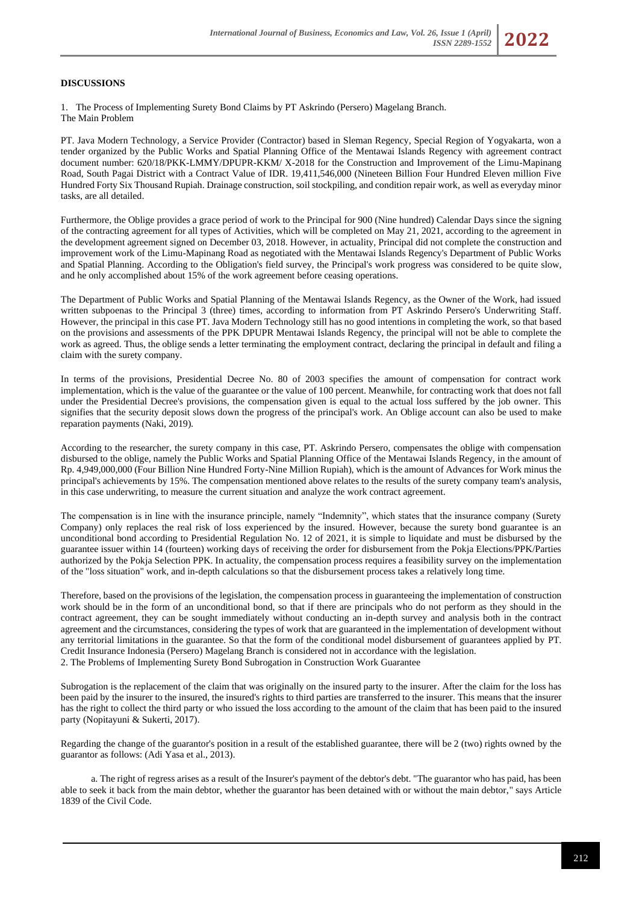## DISCUSSIONS

1. The Process of Implementing Surety Bond Claims by PT Askrindo (Persero) Magelang Branch.

The Main Problem

PT. Java Modern Technology, a Service Provider (Contractor) based in Sleman Regency, Special Region of Yogyakarta, won a tender organized by the Public Works and Spatial Planning Office of the Mentawai Islands Regency with agreement contract document number: 620/18/PKK-LMMY/DPUPR-KKM/ X-2018 for the Construction and Improvement of the Limu-Mapinang Road, South Pagai District with a Contract Value of IDR. 19,411,546,000 (Nineteen Billion Four Hundred Eleven million Five Hundred Forty Six Thousand Rupiah. Drainage construction, soil stockpiling, and condition repair work, as well as everyday minor tasks, are all detailed.

Furthermore, the Oblige provides a grace period of work to the Principal for 900 (Nine hundred) Calendar Days since the signing of the contracting agreement for all types of Activities, which will be completed on May 21, 2021, according to the agreement in the development agreement signed on December 03, 2018. However, in actuality, Principal did not complete the construction and improvement work of the Limu-Mapinang Road as negotiated with the Mentawai Islands Regency's Department of Public Works and Spatial Planning. According to the Obligation's field survey, the Principal's work progress was considered to be quite slow, and he only accomplished about 15% of the work agreement before ceasing operations.

The Department of Public Works and Spatial Planning of the Mentawai Islands Regency, as the Owner of the Work, had issued written subpoenas to the Principal 3 (three) times, according to information from PT Askrindo Persero's Underwriting Staff. However, the principal in this case PT. Java Modern Technology still has no good intentions in completing the work, so that based on the provisions and assessments of the PPK DPUPR Mentawai Islands Regency, the principal will not be able to complete the work as agreed. Thus, the oblige sends a letter terminating the employment contract, declaring the principal in default and filing a claim with the surety company.

In terms of the provisions, Presidential Decree No. 80 of 2003 specifies the amount of compensation for contract work implementation, which is the value of the guarantee or the value of 100 percent. Meanwhile, for contracting work that does not fall under the Presidential Decree's provisions, the compensation given is equal to the actual loss suffered by the job owner. This signifies that the security deposit slows down the progress of the principal's work. An Oblige account can also be used to make reparation payments (Naki, 2019).

According to the researcher, the surety company in this case, PT. Askrindo Persero, compensates the oblige with compensation disbursed to the oblige, namely the Public Works and Spatial Planning Office of the Mentawai Islands Regency, in the amount of Rp. 4,949,000,000 (Four Billion Nine Hundred Forty-Nine Million Rupiah), which is the amount of Advances for Work minus the principal's achievements by 15%. The compensation mentioned above relates to the results of the surety company team's analysis, in this case underwriting, to measure the current situation and analyze the work contract agreement.

The compensation is in line with the insurance principle, namely "Indemnity", which states that the insurance company (Surety Company) only replaces the real risk of loss experienced by the insured. However, because the surety bond guarantee is an unconditional bond according to Presidential Regulation No. 12 of 2021, it is simple to liquidate and must be disbursed by the guarantee issuer within 14 (fourteen) working days of receiving the order for disbursement from the Pokja Elections/PPK/Parties authorized by the Pokja Selection PPK. In actuality, the compensation process requires a feasibility survey on the implementation of the "loss situation" work, and in-depth calculations so that the disbursement process takes a relatively long time.

Therefore, based on the provisions of the legislation, the compensation process in guaranteeing the implementation of construction work should be in the form of an unconditional bond, so that if there are principals who do not perform as they should in the contract agreement, they can be sought immediately without conducting an in-depth survey and analysis both in the contract agreement and the circumstances, considering the types of work that are guaranteed in the implementation of development without any territorial limitations in the guarantee. So that the form of the conditional model disbursement of guarantees applied by PT. Credit Insurance Indonesia (Persero) Magelang Branch is considered not in accordance with the legislation.

2. The Problems of Implementing Surety Bond Subrogation in Construction Work Guarantee

Subrogation is the replacement of the claim that was originally on the insured party to the insurer. After the claim for the loss has been paid by the insurer to the insured, the insured's rights to third parties are transferred to the insurer. This means that the insurer has the right to collect the third party or who issued the loss according to the amount of the claim that has been paid to the insured party (Nopitayuni & Sukerti, 2017).

Regarding the change of the guarantor's position in a result of the established guarantee, there will be 2 (two) rights owned by the guarantor as follows: (Adi Yasa et al., 2013).

a. The right of regress arises as a result of the Insurer's payment of the debtor's debt. "The guarantor who has paid, has been able to seek it back from the main debtor, whether the guarantor has been detained with or without the main debtor," says Article 1839 of the Civil Code.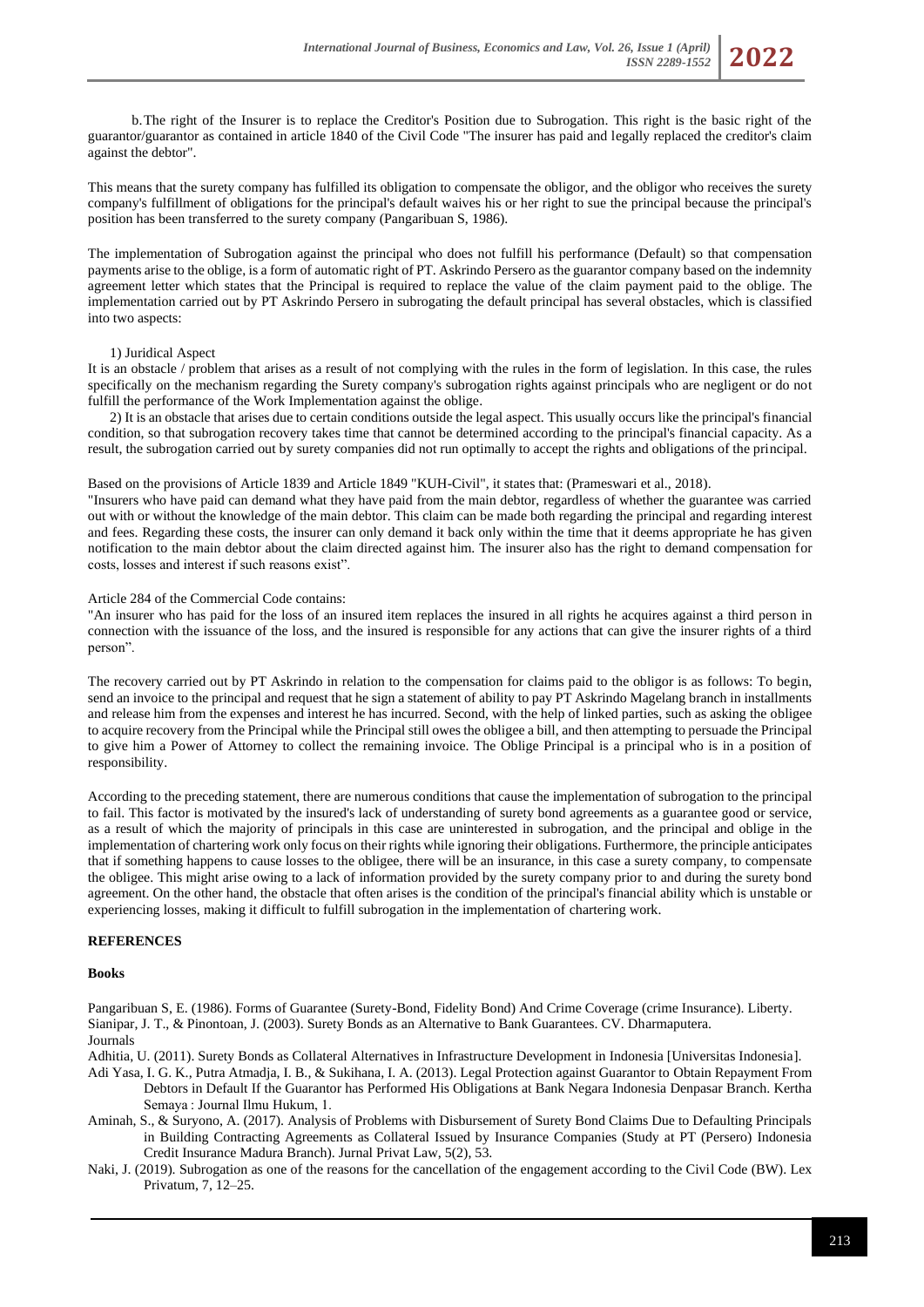b. The right of the Insurer is to replace the Creditor's Position due to Subrogation. This right is the basic right of the guarantor/guarantor as contained in article 1840 of the Civil Code "The insurer has paid and legally replaced the creditor's claim against the debtor".

This means that the surety company has fulfilled its obligation to compensate the obligor, and the obligor who receives the surety company's fulfillment of obligations for the principal's default waives his or her right to sue the principal because the principal's position has been transferred to the surety company (Pangaribuan S, 1986).

The implementation of Subrogation against the principal who does not fulfill his performance (Default) so that compensation payments arise to the oblige, is a form of automatic right of PT. Askrindo Persero as the guarantor company based on the indemnity agreement letter which states that the Principal is required to replace the value of the claim payment paid to the oblige. The implementation carried out by PT Askrindo Persero in subrogating the default principal has several obstacles, which is classified into two aspects:

1) Juridical Aspect
It is an obstacle / problem that arises as a result of not complying with the rules in the form of legislation. In this case, the rules specifically on the mechanism regarding the Surety company's subrogation rights against principals who are negligent or do not fulfill the performance of the Work Implementation against the oblige.

2) It is an obstacle that arises due to certain conditions outside the legal aspect. This usually occurs like the principal's financial condition, so that subrogation recovery takes time that cannot be determined according to the principal's financial capacity. As a result, the subrogation carried out by surety companies did not run optimally to accept the rights and obligations of the principal.

Based on the provisions of Article 1839 and Article 1849 "KUH-Civil", it states that: (Prameswari et al., 2018).
"Insurers who have paid can demand what they have paid from the main debtor, regardless of whether the guarantee was carried out with or without the knowledge of the main debtor. This claim can be made both regarding the principal and regarding interest and fees. Regarding these costs, the insurer can only demand it back only within the time that it deems appropriate he has given notification to the main debtor about the claim directed against him. The insurer also has the right to demand compensation for costs, losses and interest if such reasons exist".

Article 284 of the Commercial Code contains:
"An insurer who has paid for the loss of an insured item replaces the insured in all rights he acquires against a third person in connection with the issuance of the loss, and the insured is responsible for any actions that can give the insurer rights of a third person".

The recovery carried out by PT Askrindo in relation to the compensation for claims paid to the obligor is as follows: To begin, send an invoice to the principal and request that he sign a statement of ability to pay PT Askrindo Magelang branch in installments and release him from the expenses and interest he has incurred. Second, with the help of linked parties, such as asking the obligee to acquire recovery from the Principal while the Principal still owes the obligee a bill, and then attempting to persuade the Principal to give him a Power of Attorney to collect the remaining invoice. The Oblige Principal is a principal who is in a position of responsibility.

According to the preceding statement, there are numerous conditions that cause the implementation of subrogation to the principal to fail. This factor is motivated by the insured's lack of understanding of surety bond agreements as a guarantee good or service, as a result of which the majority of principals in this case are uninterested in subrogation, and the principal and oblige in the implementation of chartering work only focus on their rights while ignoring their obligations. Furthermore, the principle anticipates that if something happens to cause losses to the obligee, there will be an insurance, in this case a surety company, to compensate the obligee. This might arise owing to a lack of information provided by the surety company prior to and during the surety bond agreement. On the other hand, the obstacle that often arises is the condition of the principal's financial ability which is unstable or experiencing losses, making it difficult to fulfill subrogation in the implementation of chartering work.

## REFERENCES

### Books

Pangaribuan S, E. (1986). Forms of Guarantee (Surety-Bond, Fidelity Bond) And Crime Coverage (crime Insurance). Liberty.

Sianipar, J. T., & Pinontoan, J. (2003). Surety Bonds as an Alternative to Bank Guarantees. CV. Dharmaputera.

### Journals

Adhitia, U. (2011). Surety Bonds as Collateral Alternatives in Infrastructure Development in Indonesia [Universitas Indonesia].

Adi Yasa, I. G. K., Putra Atmadja, I. B., & Sukihana, I. A. (2013). Legal Protection against Guarantor to Obtain Repayment From Debtors in Default If the Guarantor has Performed His Obligations at Bank Negara Indonesia Denpasar Branch. Kertha Semaya : Journal Ilmu Hukum, 1.

Aminah, S., & Suryono, A. (2017). Analysis of Problems with Disbursement of Surety Bond Claims Due to Defaulting Principals in Building Contracting Agreements as Collateral Issued by Insurance Companies (Study at PT (Persero) Indonesia Credit Insurance Madura Branch). Jurnal Privat Law, 5(2), 53.

Naki, J. (2019). Subrogation as one of the reasons for the cancellation of the engagement according to the Civil Code (BW). Lex Privatum, 7, 12–25.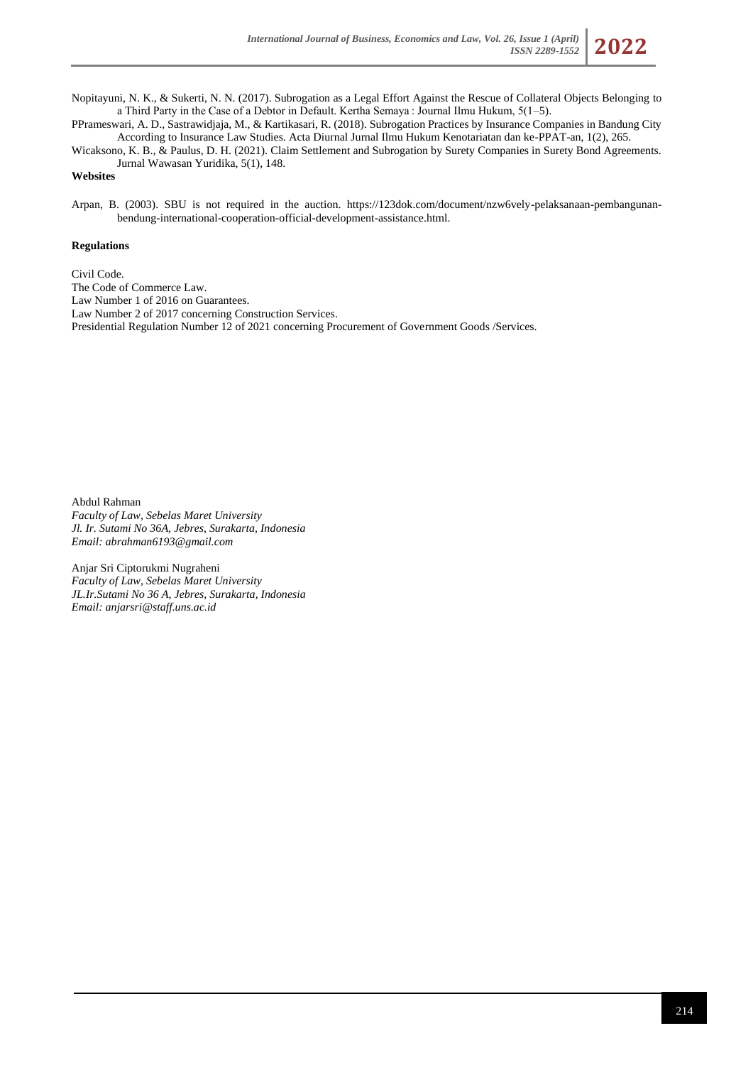Nopitayuni, N. K., & Sukerti, N. N. (2017). Subrogation as a Legal Effort Against the Rescue of Collateral Objects Belonging to a Third Party in the Case of a Debtor in Default. Kertha Semaya : Journal Ilmu Hukum, 5(1–5).

PPrameswari, A. D., Sastrawidjaja, M., & Kartikasari, R. (2018). Subrogation Practices by Insurance Companies in Bandung City According to Insurance Law Studies. Acta Diurnal Jurnal Ilmu Hukum Kenotariatan dan ke-PPAT-an, 1(2), 265.

Wicaksono, K. B., & Paulus, D. H. (2021). Claim Settlement and Subrogation by Surety Companies in Surety Bond Agreements. Jurnal Wawasan Yuridika, 5(1), 148.

**Websites**

Arpan, B. (2003). SBU is not required in the auction. https://123dok.com/document/nzw6vely-pelaksanaan-pembangunan-bendung-international-cooperation-official-development-assistance.html.

**Regulations**

Civil Code.
The Code of Commerce Law.
Law Number 1 of 2016 on Guarantees.
Law Number 2 of 2017 concerning Construction Services.
Presidential Regulation Number 12 of 2021 concerning Procurement of Government Goods /Services.

Abdul Rahman
*Faculty of Law, Sebelas Maret University*
*Jl. Ir. Sutami No 36A, Jebres, Surakarta, Indonesia*
*Email: abrahman6193@gmail.com*

Anjar Sri Ciptorukmi Nugraheni
*Faculty of Law, Sebelas Maret University*
*JL.Ir.Sutami No 36 A, Jebres, Surakarta, Indonesia*
*Email: anjarsri@staff.uns.ac.id*